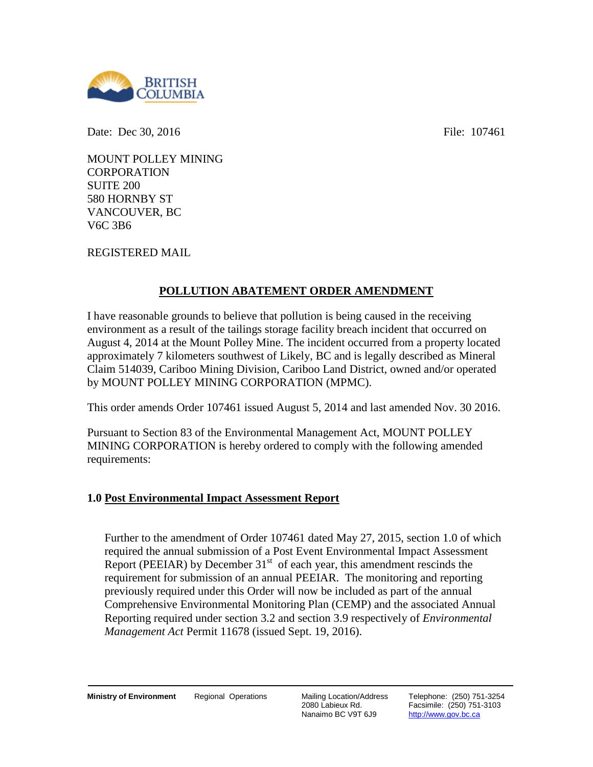Date: Dec 30, 2016

File: 107461

MOUNT POLLEY MINING CORPORATION
SUITE 200
580 HORNBY ST
VANCOUVER, BC
V6C 3B6

REGISTERED MAIL

## POLLUTION ABATEMENT ORDER AMENDMENT

I have reasonable grounds to believe that pollution is being caused in the receiving environment as a result of the tailings storage facility breach incident that occurred on August 4, 2014 at the Mount Polley Mine. The incident occurred from a property located approximately 7 kilometers southwest of Likely, BC and is legally described as Mineral Claim 514039, Cariboo Mining Division, Cariboo Land District, owned and/or operated by MOUNT POLLEY MINING CORPORATION (MPMC).

This order amends Order 107461 issued August 5, 2014 and last amended Nov. 30 2016.

Pursuant to Section 83 of the Environmental Management Act, MOUNT POLLEY MINING CORPORATION is hereby ordered to comply with the following amended requirements:

### 1.0 Post Environmental Impact Assessment Report

Further to the amendment of Order 107461 dated May 27, 2015, section 1.0 of which required the annual submission of a Post Event Environmental Impact Assessment Report (PEEIAR) by December 31st of each year, this amendment rescinds the requirement for submission of an annual PEEIAR. The monitoring and reporting previously required under this Order will now be included as part of the annual Comprehensive Environmental Monitoring Plan (CEMP) and the associated Annual Reporting required under section 3.2 and section 3.9 respectively of *Environmental Management Act* Permit 11678 (issued Sept. 19, 2016).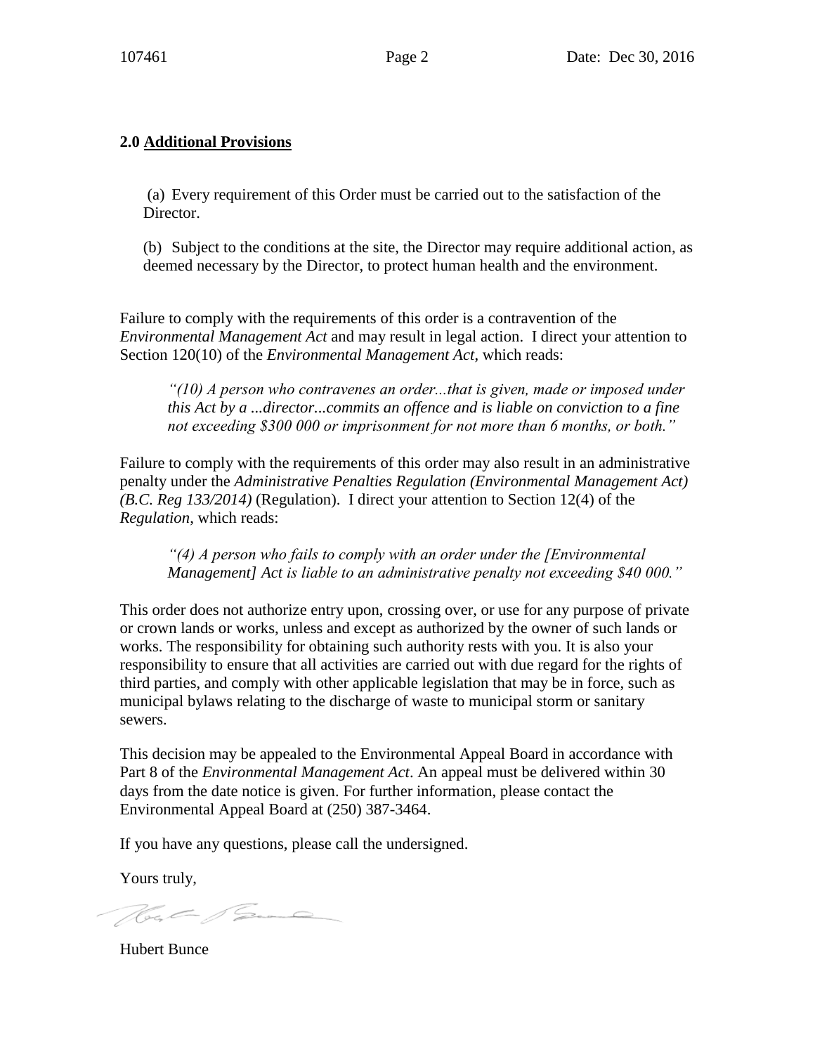## 2.0 Additional Provisions

(a) Every requirement of this Order must be carried out to the satisfaction of the Director.

(b) Subject to the conditions at the site, the Director may require additional action, as deemed necessary by the Director, to protect human health and the environment.

Failure to comply with the requirements of this order is a contravention of the *Environmental Management Act* and may result in legal action. I direct your attention to Section 120(10) of the *Environmental Management Act*, which reads:

> *"(10) A person who contravenes an order...that is given, made or imposed under this Act by a ...director...commits an offence and is liable on conviction to a fine not exceeding $300 000 or imprisonment for not more than 6 months, or both."*

Failure to comply with the requirements of this order may also result in an administrative penalty under the *Administrative Penalties Regulation (Environmental Management Act) (B.C. Reg 133/2014)* (Regulation). I direct your attention to Section 12(4) of the *Regulation*, which reads:

> *"(4) A person who fails to comply with an order under the [Environmental Management] Act is liable to an administrative penalty not exceeding $40 000."*

This order does not authorize entry upon, crossing over, or use for any purpose of private or crown lands or works, unless and except as authorized by the owner of such lands or works. The responsibility for obtaining such authority rests with you. It is also your responsibility to ensure that all activities are carried out with due regard for the rights of third parties, and comply with other applicable legislation that may be in force, such as municipal bylaws relating to the discharge of waste to municipal storm or sanitary sewers.

This decision may be appealed to the Environmental Appeal Board in accordance with Part 8 of the *Environmental Management Act*. An appeal must be delivered within 30 days from the date notice is given. For further information, please contact the Environmental Appeal Board at (250) 387-3464.

If you have any questions, please call the undersigned.

Yours truly,

Hubert Bunce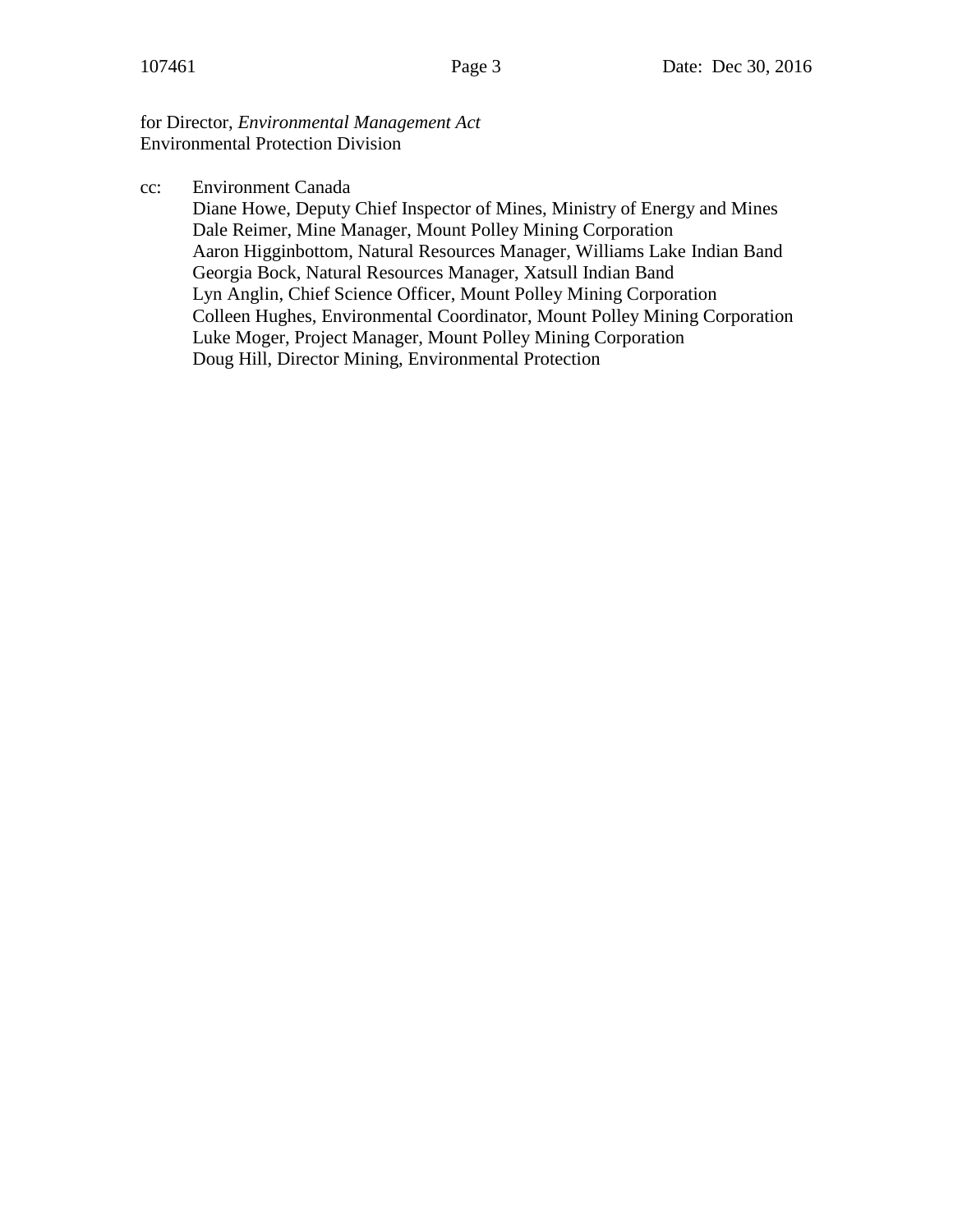for Director, *Environmental Management Act*
Environmental Protection Division

cc: Environment Canada
Diane Howe, Deputy Chief Inspector of Mines, Ministry of Energy and Mines
Dale Reimer, Mine Manager, Mount Polley Mining Corporation
Aaron Higginbottom, Natural Resources Manager, Williams Lake Indian Band
Georgia Bock, Natural Resources Manager, Xatsull Indian Band
Lyn Anglin, Chief Science Officer, Mount Polley Mining Corporation
Colleen Hughes, Environmental Coordinator, Mount Polley Mining Corporation
Luke Moger, Project Manager, Mount Polley Mining Corporation
Doug Hill, Director Mining, Environmental Protection